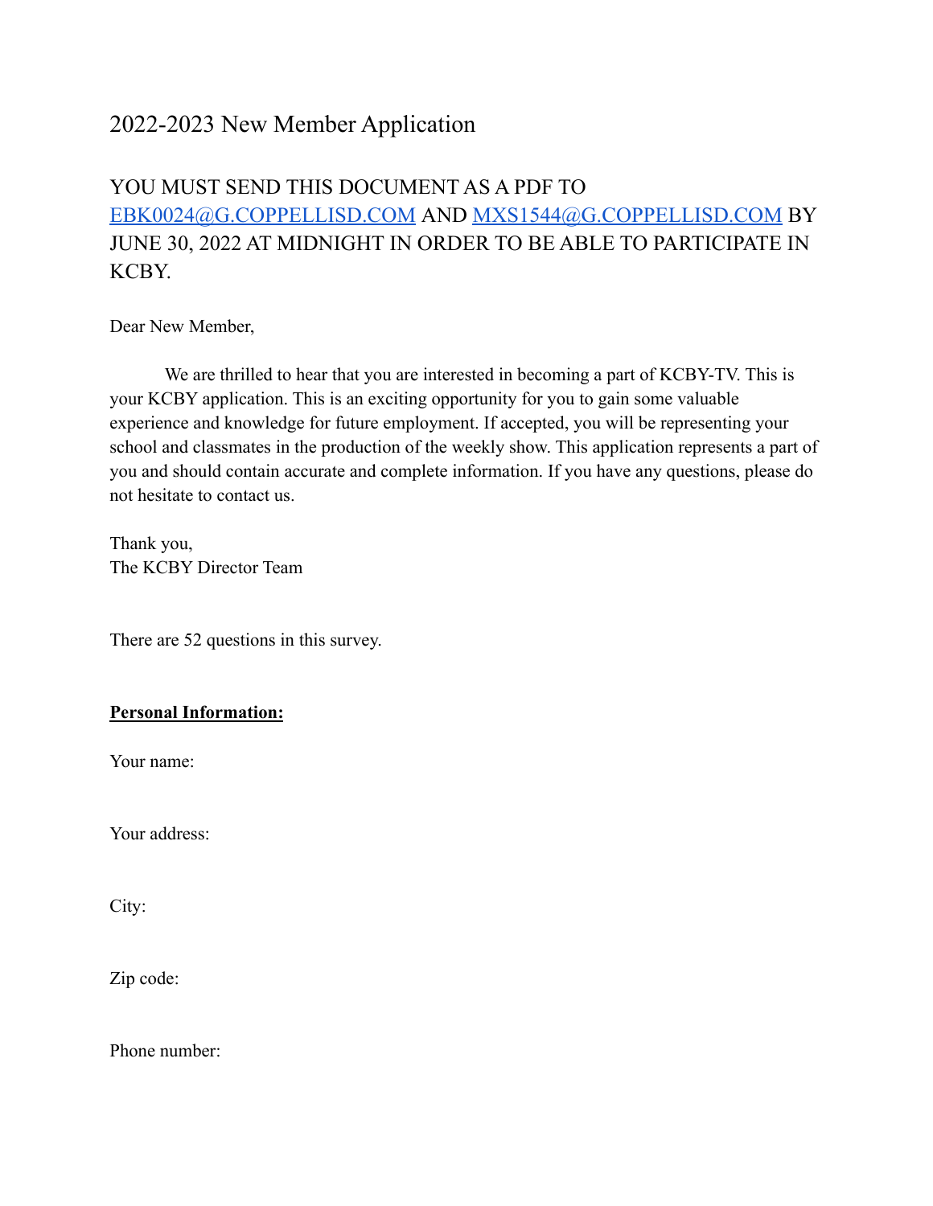# 2022-2023 New Member Application

## YOU MUST SEND THIS DOCUMENT AS A PDF TO [EBK0024@G.COPPELLISD.COM](mailto:EBK0024@G.COPPELLISD.COM) AND [MXS1544@G.COPPELLISD.COM](mailto:MXS1544@G.COPPELLISD.COM) BY JUNE 30, 2022 AT MIDNIGHT IN ORDER TO BE ABLE TO PARTICIPATE IN KCBY.

Dear New Member,

We are thrilled to hear that you are interested in becoming a part of KCBY-TV. This is your KCBY application. This is an exciting opportunity for you to gain some valuable experience and knowledge for future employment. If accepted, you will be representing your school and classmates in the production of the weekly show. This application represents a part of you and should contain accurate and complete information. If you have any questions, please do not hesitate to contact us.

Thank you,
The KCBY Director Team

There are 52 questions in this survey.

**Personal Information:**

Your name:

Your address:

City:

Zip code:

Phone number: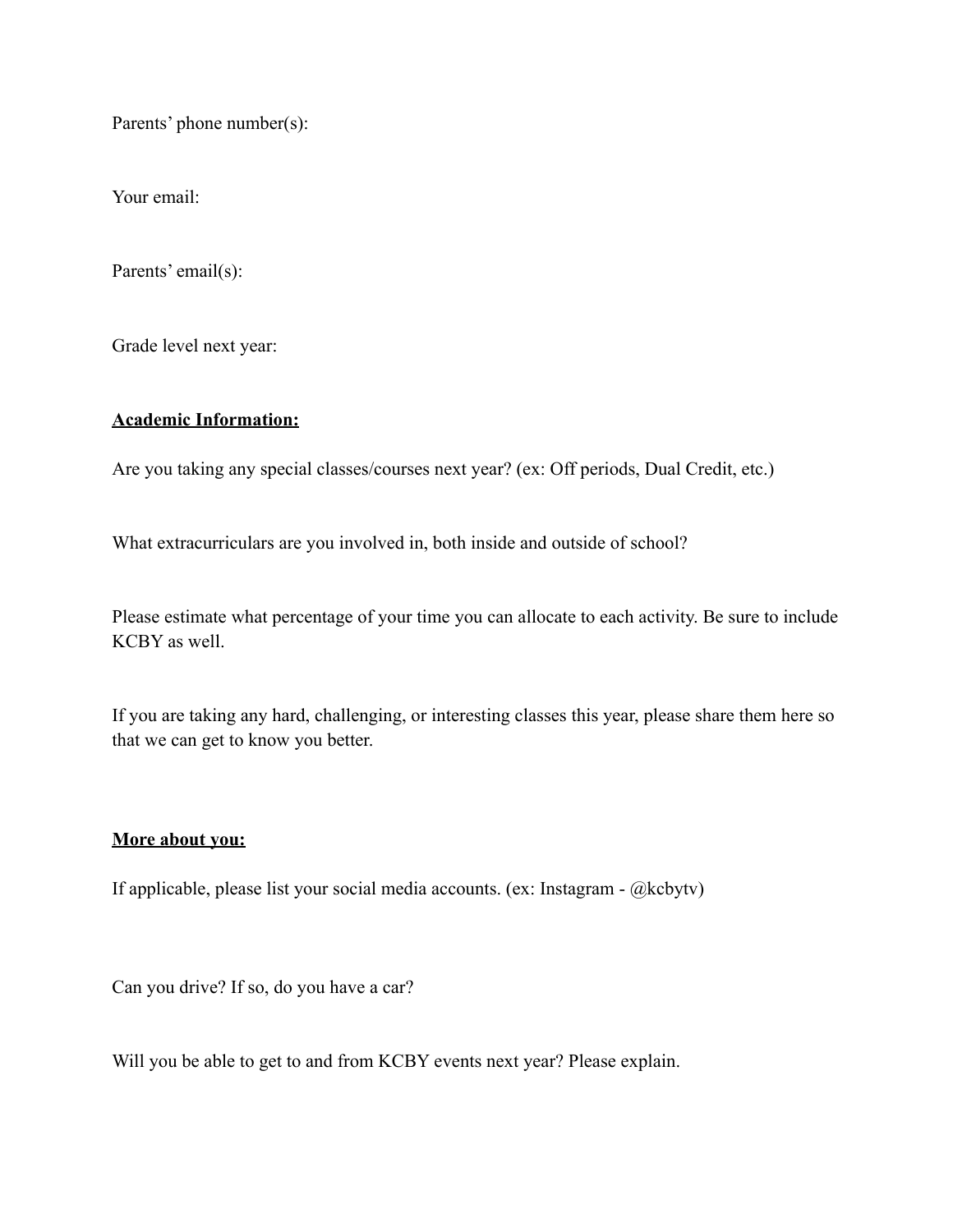Parents' phone number(s):

Your email:

Parents' email(s):

Grade level next year:

**Academic Information:**

Are you taking any special classes/courses next year? (ex: Off periods, Dual Credit, etc.)

What extracurriculars are you involved in, both inside and outside of school?

Please estimate what percentage of your time you can allocate to each activity. Be sure to include KCBY as well.

If you are taking any hard, challenging, or interesting classes this year, please share them here so that we can get to know you better.

**More about you:**

If applicable, please list your social media accounts. (ex: Instagram - @kcbytv)

Can you drive? If so, do you have a car?

Will you be able to get to and from KCBY events next year? Please explain.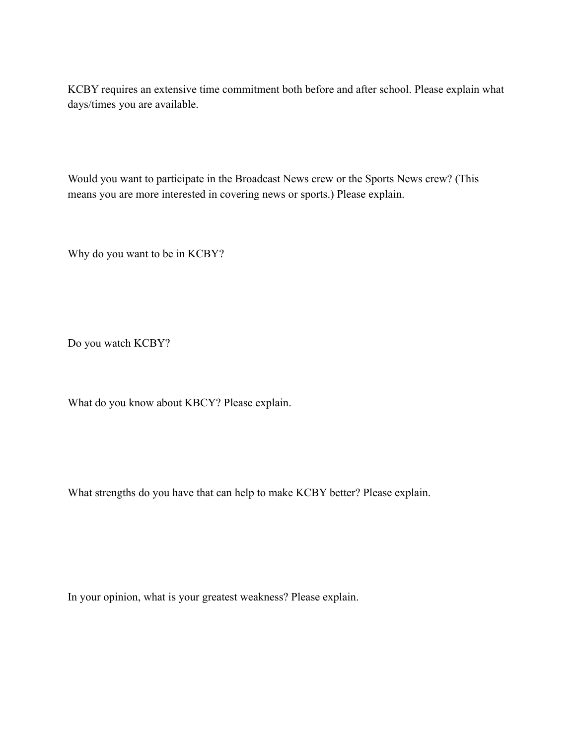KCBY requires an extensive time commitment both before and after school. Please explain what days/times you are available.

Would you want to participate in the Broadcast News crew or the Sports News crew? (This means you are more interested in covering news or sports.) Please explain.

Why do you want to be in KCBY?

Do you watch KCBY?

What do you know about KBCY? Please explain.

What strengths do you have that can help to make KCBY better? Please explain.

In your opinion, what is your greatest weakness? Please explain.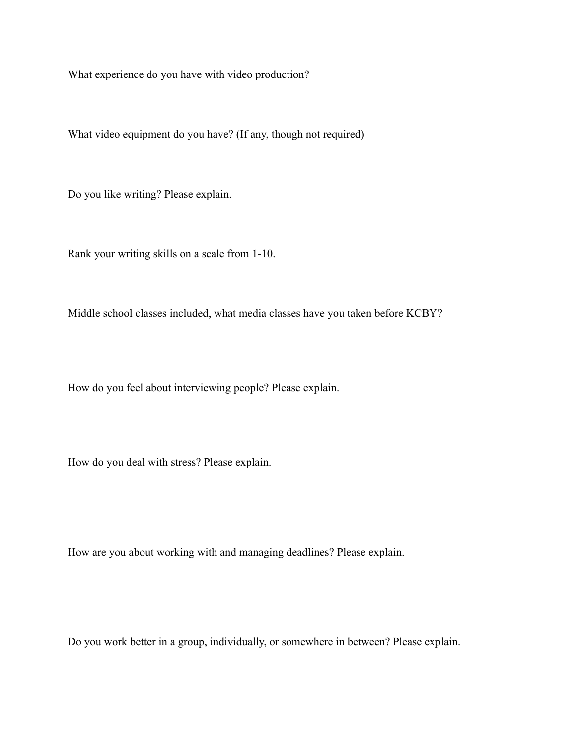What experience do you have with video production?

What video equipment do you have? (If any, though not required)

Do you like writing? Please explain.

Rank your writing skills on a scale from 1-10.

Middle school classes included, what media classes have you taken before KCBY?

How do you feel about interviewing people? Please explain.

How do you deal with stress? Please explain.

How are you about working with and managing deadlines? Please explain.

Do you work better in a group, individually, or somewhere in between? Please explain.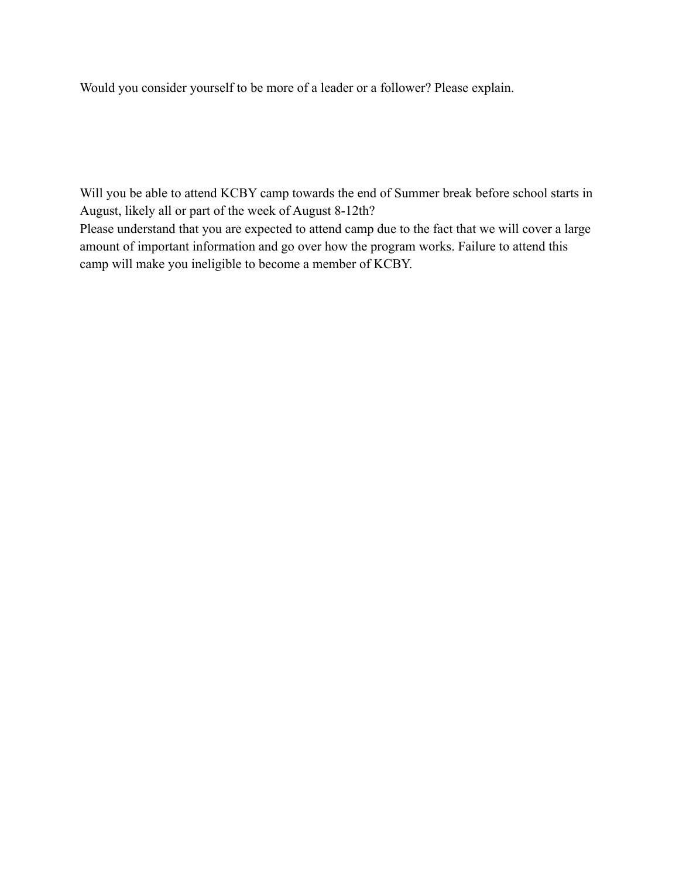Would you consider yourself to be more of a leader or a follower? Please explain.

Will you be able to attend KCBY camp towards the end of Summer break before school starts in August, likely all or part of the week of August 8-12th?
Please understand that you are expected to attend camp due to the fact that we will cover a large amount of important information and go over how the program works. Failure to attend this camp will make you ineligible to become a member of KCBY.